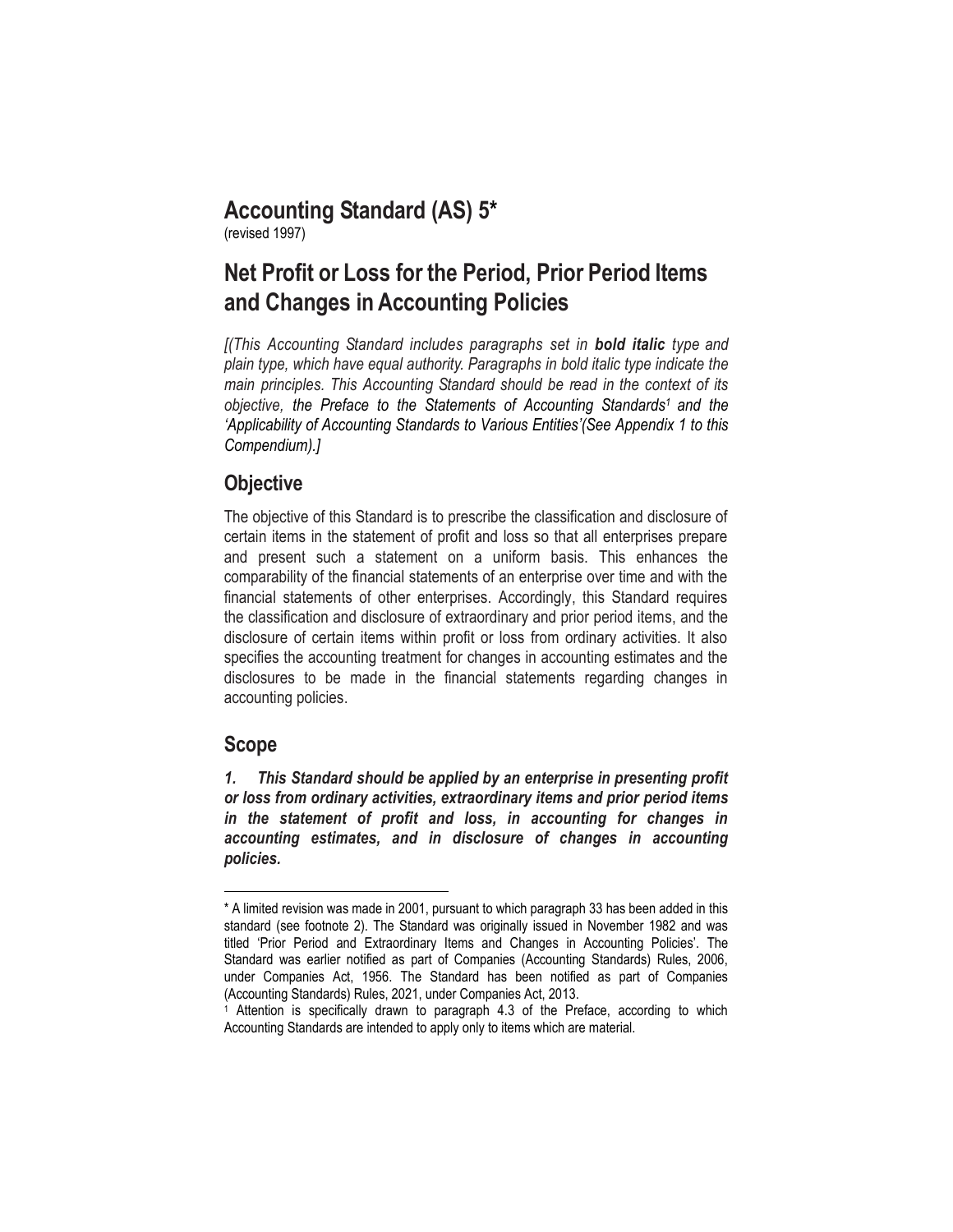# Accounting Standard (AS) 5*

(revised 1997)

# Net Profit or Loss for the Period, Prior Period Items and Changes in Accounting Policies

*[(This Accounting Standard includes paragraphs set in **bold italic** type and plain type, which have equal authority. Paragraphs in bold italic type indicate the main principles. This Accounting Standard should be read in the context of its objective, the Preface to the Statements of Accounting Standards[1] and the 'Applicability of Accounting Standards to Various Entities'(See Appendix 1 to this Compendium).]*

## Objective

The objective of this Standard is to prescribe the classification and disclosure of certain items in the statement of profit and loss so that all enterprises prepare and present such a statement on a uniform basis. This enhances the comparability of the financial statements of an enterprise over time and with the financial statements of other enterprises. Accordingly, this Standard requires the classification and disclosure of extraordinary and prior period items, and the disclosure of certain items within profit or loss from ordinary activities. It also specifies the accounting treatment for changes in accounting estimates and the disclosures to be made in the financial statements regarding changes in accounting policies.

## Scope

***1. This Standard should be applied by an enterprise in presenting profit or loss from ordinary activities, extraordinary items and prior period items in the statement of profit and loss, in accounting for changes in accounting estimates, and in disclosure of changes in accounting policies.***

---

\* A limited revision was made in 2001, pursuant to which paragraph 33 has been added in this standard (see footnote 2). The Standard was originally issued in November 1982 and was titled 'Prior Period and Extraordinary Items and Changes in Accounting Policies'. The Standard was earlier notified as part of Companies (Accounting Standards) Rules, 2006, under Companies Act, 1956. The Standard has been notified as part of Companies (Accounting Standards) Rules, 2021, under Companies Act, 2013.

[1] Attention is specifically drawn to paragraph 4.3 of the Preface, according to which Accounting Standards are intended to apply only to items which are material.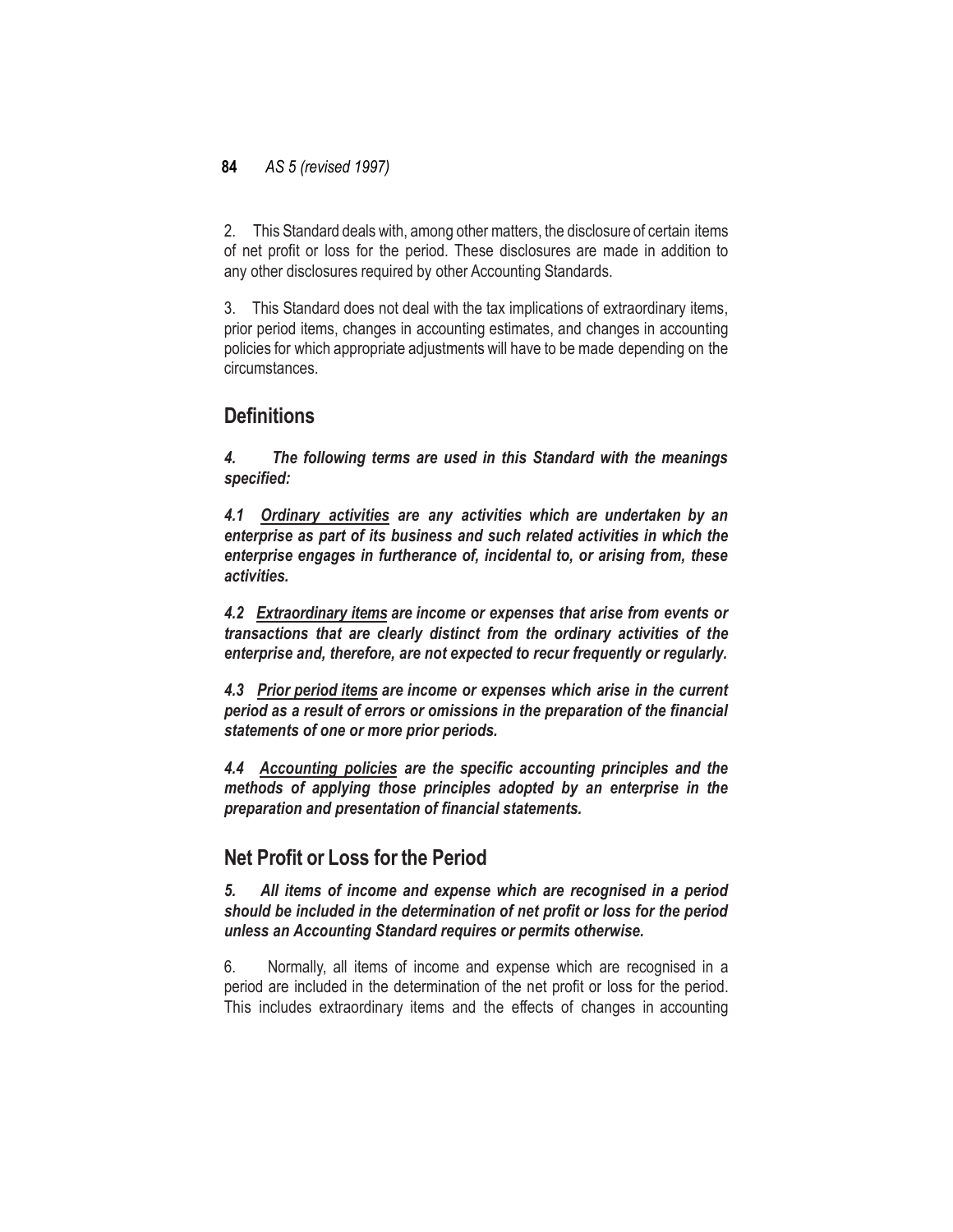2. This Standard deals with, among other matters, the disclosure of certain items of net profit or loss for the period. These disclosures are made in addition to any other disclosures required by other Accounting Standards.

3. This Standard does not deal with the tax implications of extraordinary items, prior period items, changes in accounting estimates, and changes in accounting policies for which appropriate adjustments will have to be made depending on the circumstances.

## Definitions

***4. The following terms are used in this Standard with the meanings specified:***

***4.1 <u>Ordinary activities</u> are any activities which are undertaken by an enterprise as part of its business and such related activities in which the enterprise engages in furtherance of, incidental to, or arising from, these activities.***

***4.2 <u>Extraordinary items</u> are income or expenses that arise from events or transactions that are clearly distinct from the ordinary activities of the enterprise and, therefore, are not expected to recur frequently or regularly.***

***4.3 <u>Prior period items</u> are income or expenses which arise in the current period as a result of errors or omissions in the preparation of the financial statements of one or more prior periods.***

***4.4 <u>Accounting policies</u> are the specific accounting principles and the methods of applying those principles adopted by an enterprise in the preparation and presentation of financial statements.***

## Net Profit or Loss for the Period

***5. All items of income and expense which are recognised in a period should be included in the determination of net profit or loss for the period unless an Accounting Standard requires or permits otherwise.***

6. Normally, all items of income and expense which are recognised in a period are included in the determination of the net profit or loss for the period. This includes extraordinary items and the effects of changes in accounting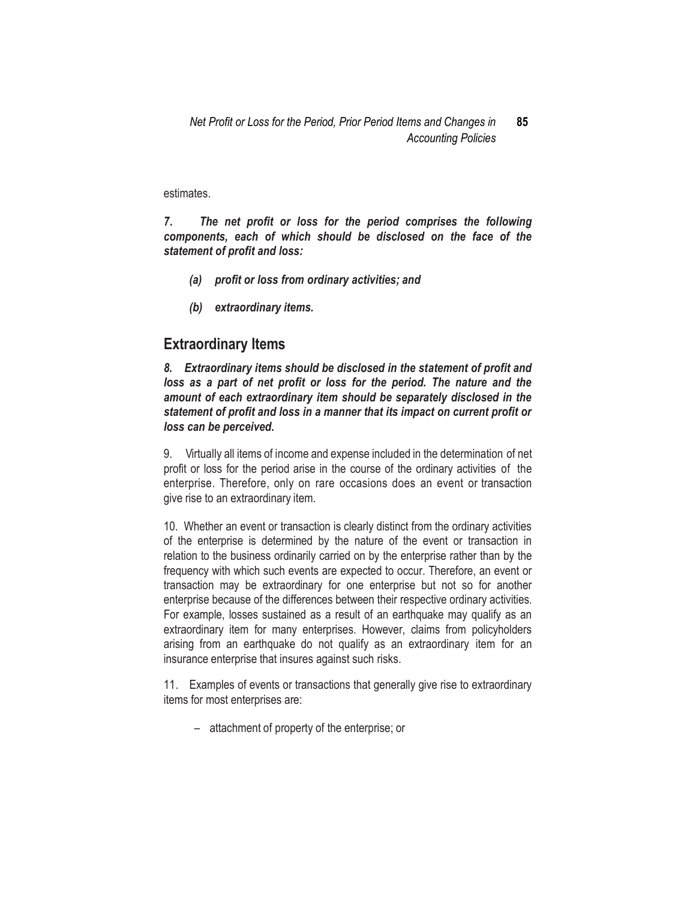estimates.

***7. The net profit or loss for the period comprises the following components, each of which should be disclosed on the face of the statement of profit and loss:***

- ***(a) profit or loss from ordinary activities; and***
- ***(b) extraordinary items.***

## Extraordinary Items

***8. Extraordinary items should be disclosed in the statement of profit and loss as a part of net profit or loss for the period. The nature and the amount of each extraordinary item should be separately disclosed in the statement of profit and loss in a manner that its impact on current profit or loss can be perceived.***

9. Virtually all items of income and expense included in the determination of net profit or loss for the period arise in the course of the ordinary activities of the enterprise. Therefore, only on rare occasions does an event or transaction give rise to an extraordinary item.

10. Whether an event or transaction is clearly distinct from the ordinary activities of the enterprise is determined by the nature of the event or transaction in relation to the business ordinarily carried on by the enterprise rather than by the frequency with which such events are expected to occur. Therefore, an event or transaction may be extraordinary for one enterprise but not so for another enterprise because of the differences between their respective ordinary activities. For example, losses sustained as a result of an earthquake may qualify as an extraordinary item for many enterprises. However, claims from policyholders arising from an earthquake do not qualify as an extraordinary item for an insurance enterprise that insures against such risks.

11. Examples of events or transactions that generally give rise to extraordinary items for most enterprises are:

- attachment of property of the enterprise; or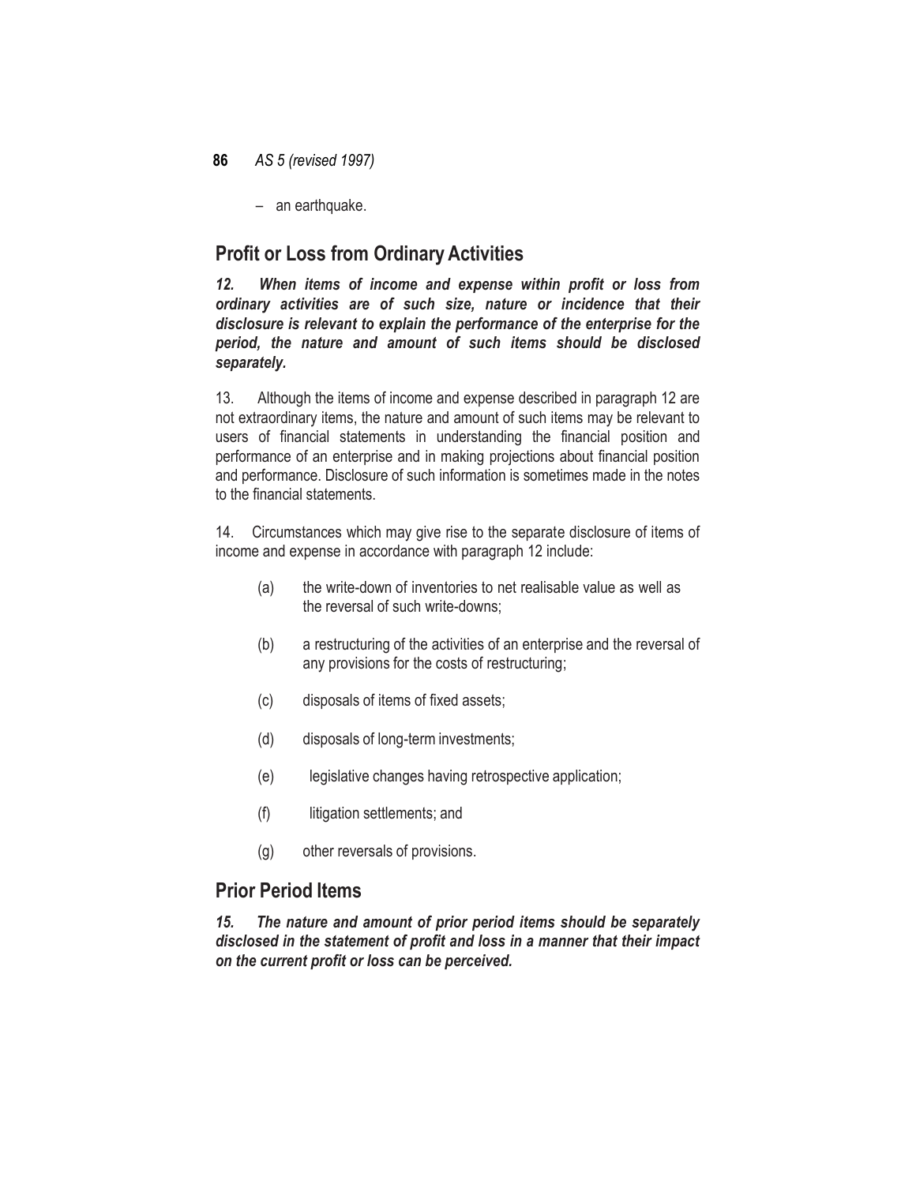– an earthquake.

## Profit or Loss from Ordinary Activities

***12. When items of income and expense within profit or loss from ordinary activities are of such size, nature or incidence that their disclosure is relevant to explain the performance of the enterprise for the period, the nature and amount of such items should be disclosed separately.***

13. Although the items of income and expense described in paragraph 12 are not extraordinary items, the nature and amount of such items may be relevant to users of financial statements in understanding the financial position and performance of an enterprise and in making projections about financial position and performance. Disclosure of such information is sometimes made in the notes to the financial statements.

14. Circumstances which may give rise to the separate disclosure of items of income and expense in accordance with paragraph 12 include:

(a) the write-down of inventories to net realisable value as well as the reversal of such write-downs;

(b) a restructuring of the activities of an enterprise and the reversal of any provisions for the costs of restructuring;

(c) disposals of items of fixed assets;

(d) disposals of long-term investments;

(e) legislative changes having retrospective application;

(f) litigation settlements; and

(g) other reversals of provisions.

## Prior Period Items

***15. The nature and amount of prior period items should be separately disclosed in the statement of profit and loss in a manner that their impact on the current profit or loss can be perceived.***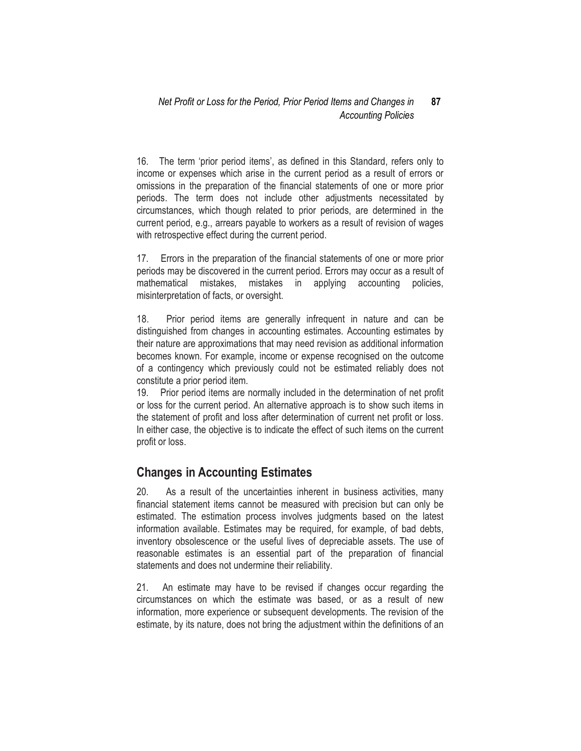16. The term 'prior period items', as defined in this Standard, refers only to income or expenses which arise in the current period as a result of errors or omissions in the preparation of the financial statements of one or more prior periods. The term does not include other adjustments necessitated by circumstances, which though related to prior periods, are determined in the current period, e.g., arrears payable to workers as a result of revision of wages with retrospective effect during the current period.

17. Errors in the preparation of the financial statements of one or more prior periods may be discovered in the current period. Errors may occur as a result of mathematical mistakes, mistakes in applying accounting policies, misinterpretation of facts, or oversight.

18. Prior period items are generally infrequent in nature and can be distinguished from changes in accounting estimates. Accounting estimates by their nature are approximations that may need revision as additional information becomes known. For example, income or expense recognised on the outcome of a contingency which previously could not be estimated reliably does not constitute a prior period item.

19. Prior period items are normally included in the determination of net profit or loss for the current period. An alternative approach is to show such items in the statement of profit and loss after determination of current net profit or loss. In either case, the objective is to indicate the effect of such items on the current profit or loss.

## Changes in Accounting Estimates

20. As a result of the uncertainties inherent in business activities, many financial statement items cannot be measured with precision but can only be estimated. The estimation process involves judgments based on the latest information available. Estimates may be required, for example, of bad debts, inventory obsolescence or the useful lives of depreciable assets. The use of reasonable estimates is an essential part of the preparation of financial statements and does not undermine their reliability.

21. An estimate may have to be revised if changes occur regarding the circumstances on which the estimate was based, or as a result of new information, more experience or subsequent developments. The revision of the estimate, by its nature, does not bring the adjustment within the definitions of an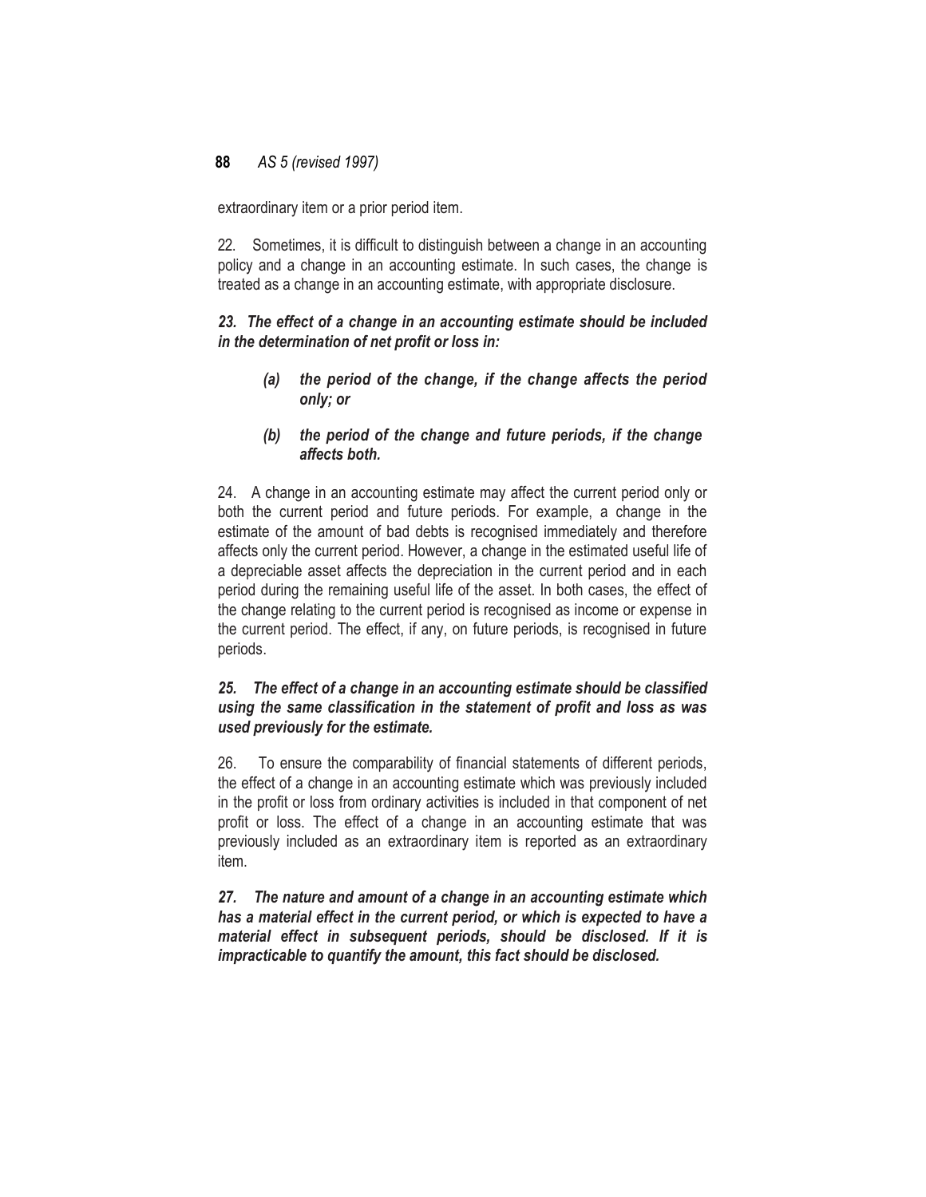extraordinary item or a prior period item.

22. Sometimes, it is difficult to distinguish between a change in an accounting policy and a change in an accounting estimate. In such cases, the change is treated as a change in an accounting estimate, with appropriate disclosure.

***23. The effect of a change in an accounting estimate should be included in the determination of net profit or loss in:***

- ***(a) the period of the change, if the change affects the period only; or***
- ***(b) the period of the change and future periods, if the change affects both.***

24. A change in an accounting estimate may affect the current period only or both the current period and future periods. For example, a change in the estimate of the amount of bad debts is recognised immediately and therefore affects only the current period. However, a change in the estimated useful life of a depreciable asset affects the depreciation in the current period and in each period during the remaining useful life of the asset. In both cases, the effect of the change relating to the current period is recognised as income or expense in the current period. The effect, if any, on future periods, is recognised in future periods.

***25. The effect of a change in an accounting estimate should be classified using the same classification in the statement of profit and loss as was used previously for the estimate.***

26. To ensure the comparability of financial statements of different periods, the effect of a change in an accounting estimate which was previously included in the profit or loss from ordinary activities is included in that component of net profit or loss. The effect of a change in an accounting estimate that was previously included as an extraordinary item is reported as an extraordinary item.

***27. The nature and amount of a change in an accounting estimate which has a material effect in the current period, or which is expected to have a material effect in subsequent periods, should be disclosed. If it is impracticable to quantify the amount, this fact should be disclosed.***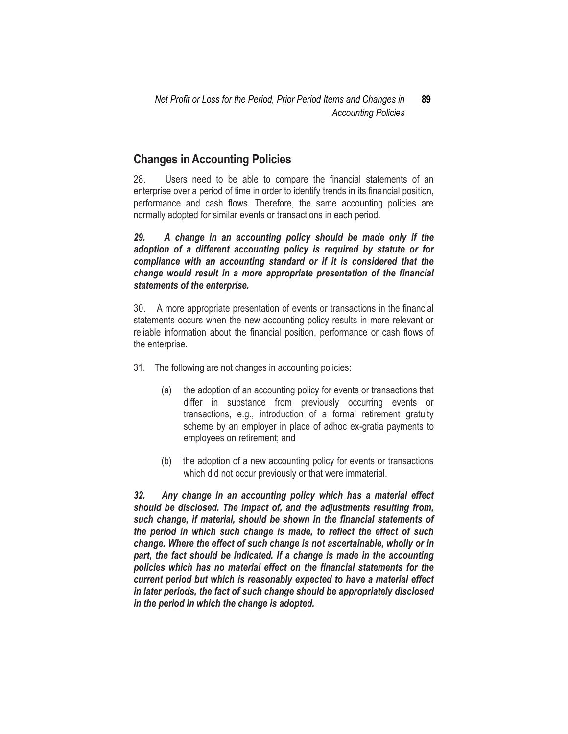## Changes in Accounting Policies

28. Users need to be able to compare the financial statements of an enterprise over a period of time in order to identify trends in its financial position, performance and cash flows. Therefore, the same accounting policies are normally adopted for similar events or transactions in each period.

***29. A change in an accounting policy should be made only if the adoption of a different accounting policy is required by statute or for compliance with an accounting standard or if it is considered that the change would result in a more appropriate presentation of the financial statements of the enterprise.***

30. A more appropriate presentation of events or transactions in the financial statements occurs when the new accounting policy results in more relevant or reliable information about the financial position, performance or cash flows of the enterprise.

31. The following are not changes in accounting policies:

(a) the adoption of an accounting policy for events or transactions that differ in substance from previously occurring events or transactions, e.g., introduction of a formal retirement gratuity scheme by an employer in place of adhoc ex-gratia payments to employees on retirement; and

(b) the adoption of a new accounting policy for events or transactions which did not occur previously or that were immaterial.

***32. Any change in an accounting policy which has a material effect should be disclosed. The impact of, and the adjustments resulting from, such change, if material, should be shown in the financial statements of the period in which such change is made, to reflect the effect of such change. Where the effect of such change is not ascertainable, wholly or in part, the fact should be indicated. If a change is made in the accounting policies which has no material effect on the financial statements for the current period but which is reasonably expected to have a material effect in later periods, the fact of such change should be appropriately disclosed in the period in which the change is adopted.***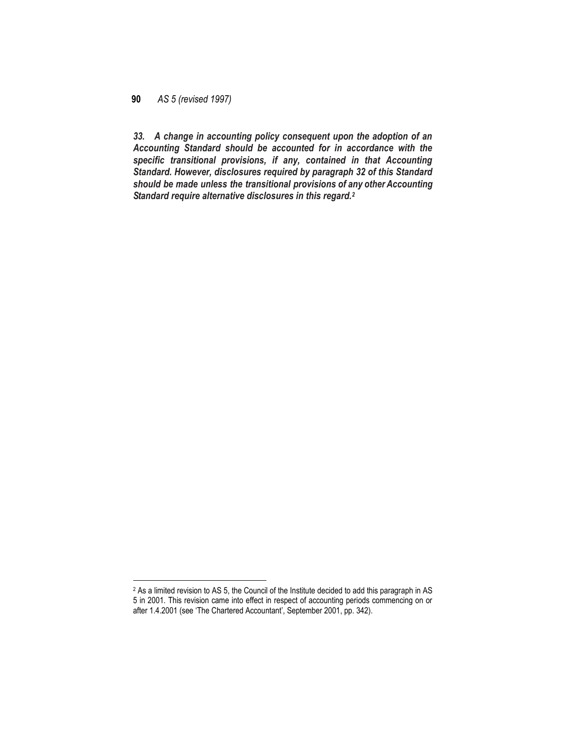*33. A change in accounting policy consequent upon the adoption of an Accounting Standard should be accounted for in accordance with the specific transitional provisions, if any, contained in that Accounting Standard. However, disclosures required by paragraph 32 of this Standard should be made unless the transitional provisions of any other Accounting Standard require alternative disclosures in this regard.*[2]

[2] As a limited revision to AS 5, the Council of the Institute decided to add this paragraph in AS 5 in 2001. This revision came into effect in respect of accounting periods commencing on or after 1.4.2001 (see 'The Chartered Accountant', September 2001, pp. 342).